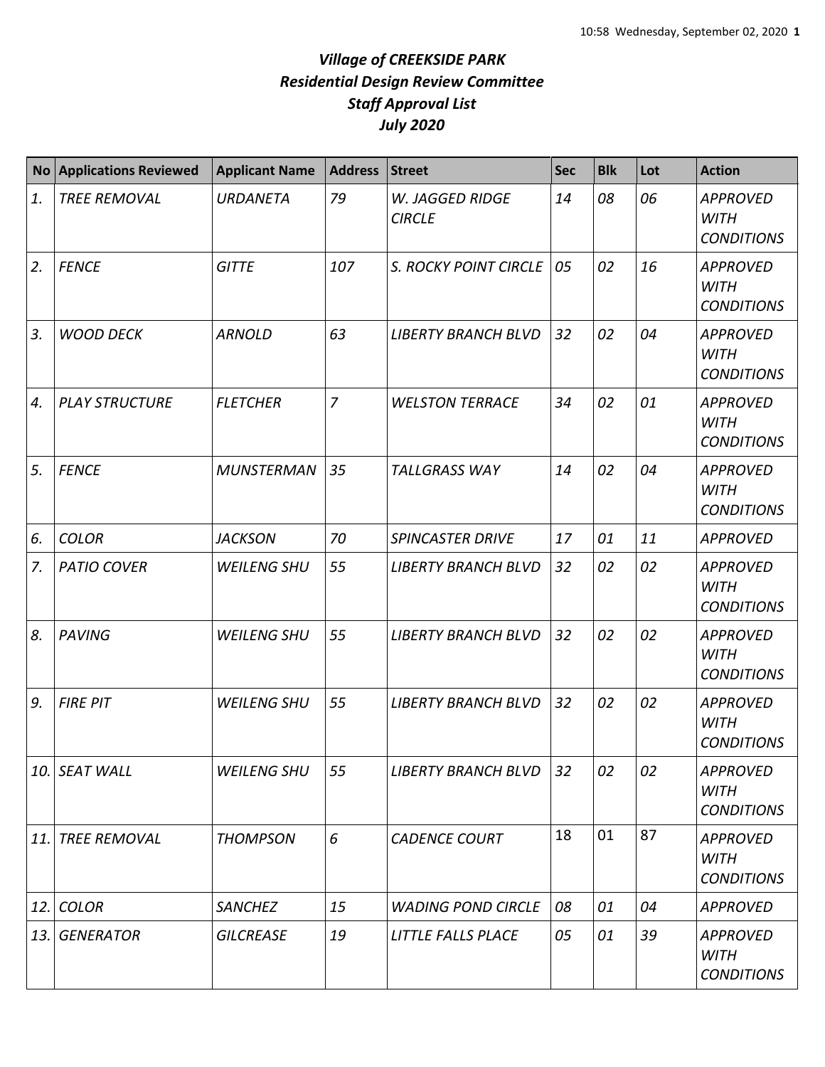# *Village of CREEKSIDE PARK*
## *Residential Design Review Committee*
## *Staff Approval List*
## *July 2020*

| No | Applications Reviewed | Applicant Name | Address | Street | Sec | Blk | Lot | Action |
|---|---|---|---|---|---|---|---|---|
| *1.* | *TREE REMOVAL* | *URDANETA* | *79* | *W. JAGGED RIDGE CIRCLE* | *14* | *08* | *06* | *APPROVED WITH CONDITIONS* |
| *2.* | *FENCE* | *GITTE* | *107* | *S. ROCKY POINT CIRCLE* | *05* | *02* | *16* | *APPROVED WITH CONDITIONS* |
| *3.* | *WOOD DECK* | *ARNOLD* | *63* | *LIBERTY BRANCH BLVD* | *32* | *02* | *04* | *APPROVED WITH CONDITIONS* |
| *4.* | *PLAY STRUCTURE* | *FLETCHER* | *7* | *WELSTON TERRACE* | *34* | *02* | *01* | *APPROVED WITH CONDITIONS* |
| *5.* | *FENCE* | *MUNSTERMAN* | *35* | *TALLGRASS WAY* | *14* | *02* | *04* | *APPROVED WITH CONDITIONS* |
| *6.* | *COLOR* | *JACKSON* | *70* | *SPINCASTER DRIVE* | *17* | *01* | *11* | *APPROVED* |
| *7.* | *PATIO COVER* | *WEILENG SHU* | *55* | *LIBERTY BRANCH BLVD* | *32* | *02* | *02* | *APPROVED WITH CONDITIONS* |
| *8.* | *PAVING* | *WEILENG SHU* | *55* | *LIBERTY BRANCH BLVD* | *32* | *02* | *02* | *APPROVED WITH CONDITIONS* |
| *9.* | *FIRE PIT* | *WEILENG SHU* | *55* | *LIBERTY BRANCH BLVD* | *32* | *02* | *02* | *APPROVED WITH CONDITIONS* |
| *10.* | *SEAT WALL* | *WEILENG SHU* | *55* | *LIBERTY BRANCH BLVD* | *32* | *02* | *02* | *APPROVED WITH CONDITIONS* |
| *11.* | *TREE REMOVAL* | *THOMPSON* | *6* | *CADENCE COURT* | 18 | 01 | 87 | *APPROVED WITH CONDITIONS* |
| *12.* | *COLOR* | *SANCHEZ* | *15* | *WADING POND CIRCLE* | *08* | *01* | *04* | *APPROVED* |
| *13.* | *GENERATOR* | *GILCREASE* | *19* | *LITTLE FALLS PLACE* | *05* | *01* | *39* | *APPROVED WITH CONDITIONS* |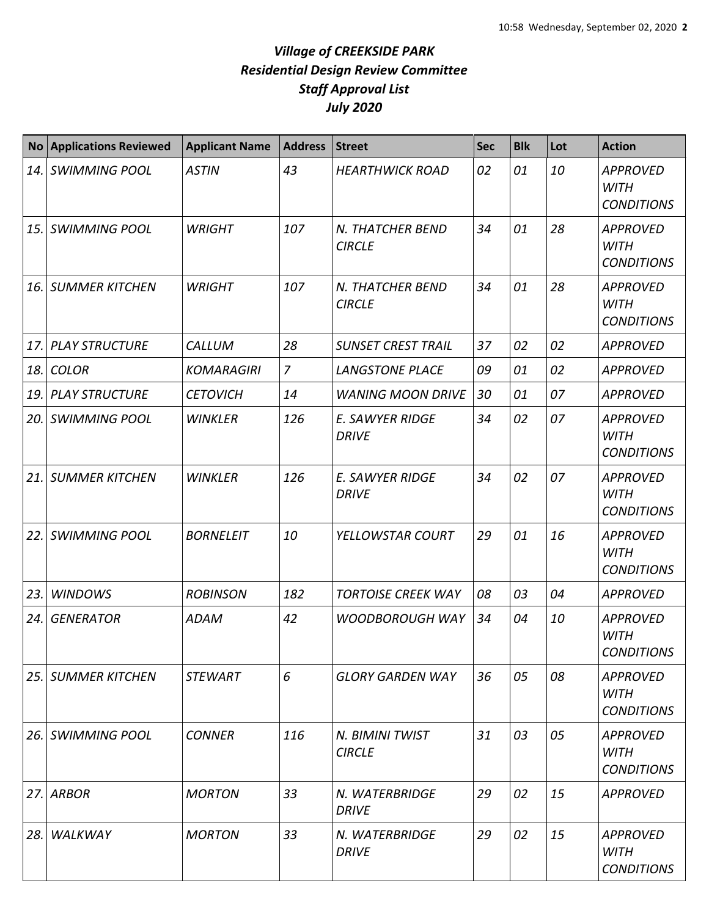*Village of CREEKSIDE PARK*
*Residential Design Review Committee*
*Staff Approval List*
*July 2020*

| No | Applications Reviewed | Applicant Name | Address | Street | Sec | Blk | Lot | Action |
|---|---|---|---|---|---|---|---|---|
| *14.* | *SWIMMING POOL* | *ASTIN* | *43* | *HEARTHWICK ROAD* | *02* | *01* | *10* | *APPROVED WITH CONDITIONS* |
| *15.* | *SWIMMING POOL* | *WRIGHT* | *107* | *N. THATCHER BEND CIRCLE* | *34* | *01* | *28* | *APPROVED WITH CONDITIONS* |
| *16.* | *SUMMER KITCHEN* | *WRIGHT* | *107* | *N. THATCHER BEND CIRCLE* | *34* | *01* | *28* | *APPROVED WITH CONDITIONS* |
| *17.* | *PLAY STRUCTURE* | *CALLUM* | *28* | *SUNSET CREST TRAIL* | *37* | *02* | *02* | *APPROVED* |
| *18.* | *COLOR* | *KOMARAGIRI* | *7* | *LANGSTONE PLACE* | *09* | *01* | *02* | *APPROVED* |
| *19.* | *PLAY STRUCTURE* | *CETOVICH* | *14* | *WANING MOON DRIVE* | *30* | *01* | *07* | *APPROVED* |
| *20.* | *SWIMMING POOL* | *WINKLER* | *126* | *E. SAWYER RIDGE DRIVE* | *34* | *02* | *07* | *APPROVED WITH CONDITIONS* |
| *21.* | *SUMMER KITCHEN* | *WINKLER* | *126* | *E. SAWYER RIDGE DRIVE* | *34* | *02* | *07* | *APPROVED WITH CONDITIONS* |
| *22.* | *SWIMMING POOL* | *BORNELEIT* | *10* | *YELLOWSTAR COURT* | *29* | *01* | *16* | *APPROVED WITH CONDITIONS* |
| *23.* | *WINDOWS* | *ROBINSON* | *182* | *TORTOISE CREEK WAY* | *08* | *03* | *04* | *APPROVED* |
| *24.* | *GENERATOR* | *ADAM* | *42* | *WOODBOROUGH WAY* | *34* | *04* | *10* | *APPROVED WITH CONDITIONS* |
| *25.* | *SUMMER KITCHEN* | *STEWART* | *6* | *GLORY GARDEN WAY* | *36* | *05* | *08* | *APPROVED WITH CONDITIONS* |
| *26.* | *SWIMMING POOL* | *CONNER* | *116* | *N. BIMINI TWIST CIRCLE* | *31* | *03* | *05* | *APPROVED WITH CONDITIONS* |
| *27.* | *ARBOR* | *MORTON* | *33* | *N. WATERBRIDGE DRIVE* | *29* | *02* | *15* | *APPROVED* |
| *28.* | *WALKWAY* | *MORTON* | *33* | *N. WATERBRIDGE DRIVE* | *29* | *02* | *15* | *APPROVED WITH CONDITIONS* |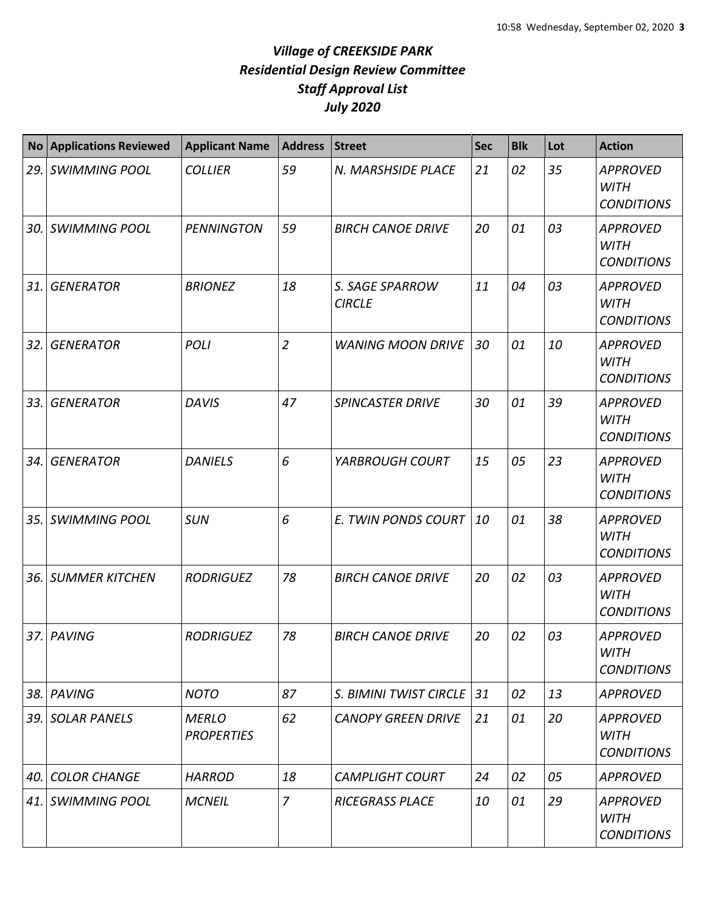# *Village of CREEKSIDE PARK*
## *Residential Design Review Committee*
## *Staff Approval List*
## *July 2020*

| No | Applications Reviewed | Applicant Name | Address | Street | Sec | Blk | Lot | Action |
|---|---|---|---|---|---|---|---|---|
| *29.* | *SWIMMING POOL* | *COLLIER* | *59* | *N. MARSHSIDE PLACE* | *21* | *02* | *35* | *APPROVED WITH CONDITIONS* |
| *30.* | *SWIMMING POOL* | *PENNINGTON* | *59* | *BIRCH CANOE DRIVE* | *20* | *01* | *03* | *APPROVED WITH CONDITIONS* |
| *31.* | *GENERATOR* | *BRIONEZ* | *18* | *S. SAGE SPARROW CIRCLE* | *11* | *04* | *03* | *APPROVED WITH CONDITIONS* |
| *32.* | *GENERATOR* | *POLI* | *2* | *WANING MOON DRIVE* | *30* | *01* | *10* | *APPROVED WITH CONDITIONS* |
| *33.* | *GENERATOR* | *DAVIS* | *47* | *SPINCASTER DRIVE* | *30* | *01* | *39* | *APPROVED WITH CONDITIONS* |
| *34.* | *GENERATOR* | *DANIELS* | *6* | *YARBROUGH COURT* | *15* | *05* | *23* | *APPROVED WITH CONDITIONS* |
| *35.* | *SWIMMING POOL* | *SUN* | *6* | *E. TWIN PONDS COURT* | *10* | *01* | *38* | *APPROVED WITH CONDITIONS* |
| *36.* | *SUMMER KITCHEN* | *RODRIGUEZ* | *78* | *BIRCH CANOE DRIVE* | *20* | *02* | *03* | *APPROVED WITH CONDITIONS* |
| *37.* | *PAVING* | *RODRIGUEZ* | *78* | *BIRCH CANOE DRIVE* | *20* | *02* | *03* | *APPROVED WITH CONDITIONS* |
| *38.* | *PAVING* | *NOTO* | *87* | *S. BIMINI TWIST CIRCLE* | *31* | *02* | *13* | *APPROVED* |
| *39.* | *SOLAR PANELS* | *MERLO PROPERTIES* | *62* | *CANOPY GREEN DRIVE* | *21* | *01* | *20* | *APPROVED WITH CONDITIONS* |
| *40.* | *COLOR CHANGE* | *HARROD* | *18* | *CAMPLIGHT COURT* | *24* | *02* | *05* | *APPROVED* |
| *41.* | *SWIMMING POOL* | *MCNEIL* | *7* | *RICEGRASS PLACE* | *10* | *01* | *29* | *APPROVED WITH CONDITIONS* |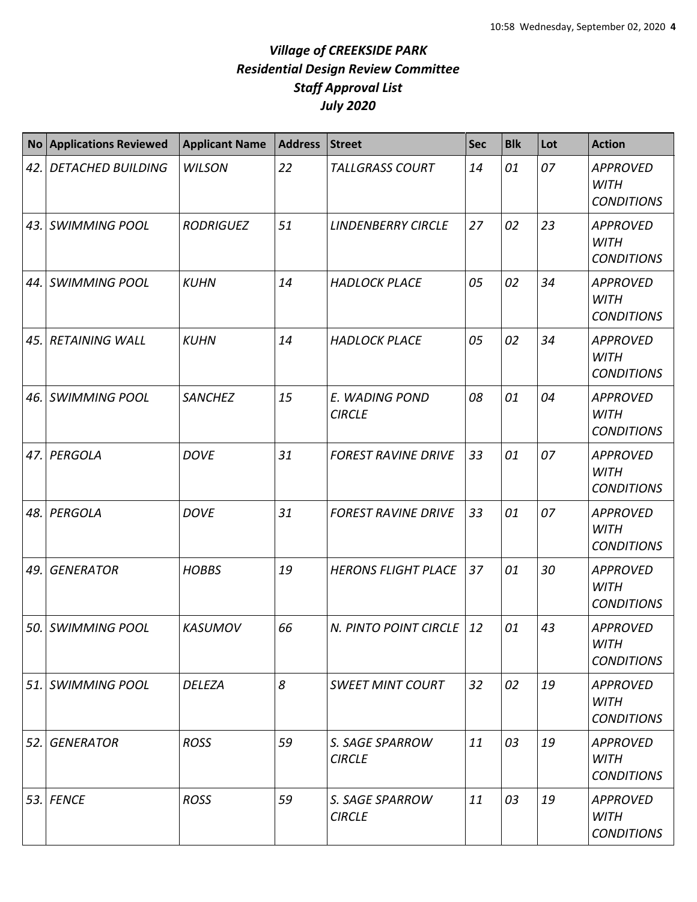# *Village of CREEKSIDE PARK*
## *Residential Design Review Committee*
## *Staff Approval List*
## *July 2020*

| No | Applications Reviewed | Applicant Name | Address | Street | Sec | Blk | Lot | Action |
|---|---|---|---|---|---|---|---|---|
| *42.* | *DETACHED BUILDING* | *WILSON* | *22* | *TALLGRASS COURT* | *14* | *01* | *07* | *APPROVED WITH CONDITIONS* |
| *43.* | *SWIMMING POOL* | *RODRIGUEZ* | *51* | *LINDENBERRY CIRCLE* | *27* | *02* | *23* | *APPROVED WITH CONDITIONS* |
| *44.* | *SWIMMING POOL* | *KUHN* | *14* | *HADLOCK PLACE* | *05* | *02* | *34* | *APPROVED WITH CONDITIONS* |
| *45.* | *RETAINING WALL* | *KUHN* | *14* | *HADLOCK PLACE* | *05* | *02* | *34* | *APPROVED WITH CONDITIONS* |
| *46.* | *SWIMMING POOL* | *SANCHEZ* | *15* | *E. WADING POND CIRCLE* | *08* | *01* | *04* | *APPROVED WITH CONDITIONS* |
| *47.* | *PERGOLA* | *DOVE* | *31* | *FOREST RAVINE DRIVE* | *33* | *01* | *07* | *APPROVED WITH CONDITIONS* |
| *48.* | *PERGOLA* | *DOVE* | *31* | *FOREST RAVINE DRIVE* | *33* | *01* | *07* | *APPROVED WITH CONDITIONS* |
| *49.* | *GENERATOR* | *HOBBS* | *19* | *HERONS FLIGHT PLACE* | *37* | *01* | *30* | *APPROVED WITH CONDITIONS* |
| *50.* | *SWIMMING POOL* | *KASUMOV* | *66* | *N. PINTO POINT CIRCLE* | *12* | *01* | *43* | *APPROVED WITH CONDITIONS* |
| *51.* | *SWIMMING POOL* | *DELEZA* | *8* | *SWEET MINT COURT* | *32* | *02* | *19* | *APPROVED WITH CONDITIONS* |
| *52.* | *GENERATOR* | *ROSS* | *59* | *S. SAGE SPARROW CIRCLE* | *11* | *03* | *19* | *APPROVED WITH CONDITIONS* |
| *53.* | *FENCE* | *ROSS* | *59* | *S. SAGE SPARROW CIRCLE* | *11* | *03* | *19* | *APPROVED WITH CONDITIONS* |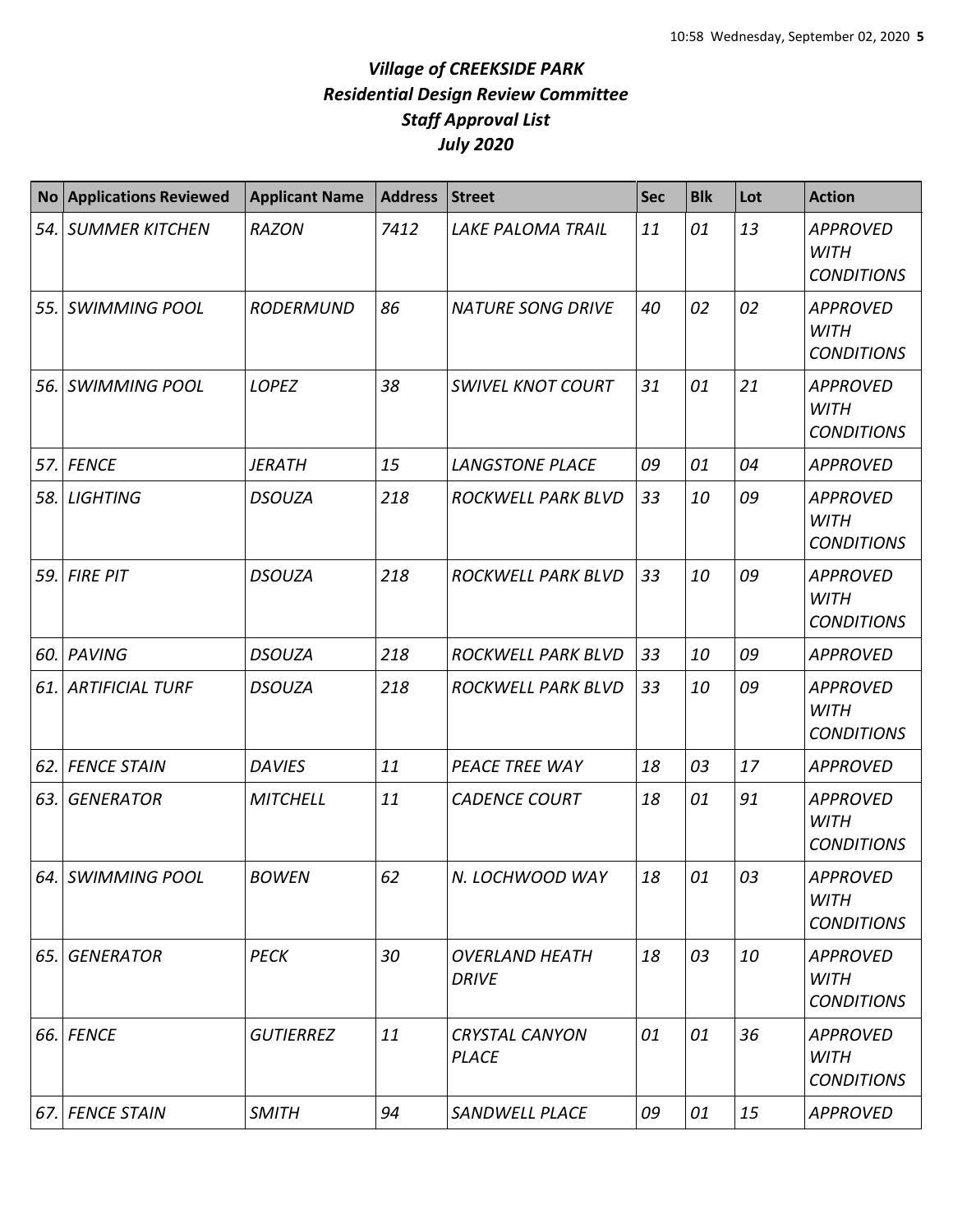# *Village of CREEKSIDE PARK*
## *Residential Design Review Committee*
## *Staff Approval List*
## *July 2020*

| No | Applications Reviewed | Applicant Name | Address | Street | Sec | Blk | Lot | Action |
|---|---|---|---|---|---|---|---|---|
| *54.* | *SUMMER KITCHEN* | *RAZON* | *7412* | *LAKE PALOMA TRAIL* | *11* | *01* | *13* | *APPROVED WITH CONDITIONS* |
| *55.* | *SWIMMING POOL* | *RODERMUND* | *86* | *NATURE SONG DRIVE* | *40* | *02* | *02* | *APPROVED WITH CONDITIONS* |
| *56.* | *SWIMMING POOL* | *LOPEZ* | *38* | *SWIVEL KNOT COURT* | *31* | *01* | *21* | *APPROVED WITH CONDITIONS* |
| *57.* | *FENCE* | *JERATH* | *15* | *LANGSTONE PLACE* | *09* | *01* | *04* | *APPROVED* |
| *58.* | *LIGHTING* | *DSOUZA* | *218* | *ROCKWELL PARK BLVD* | *33* | *10* | *09* | *APPROVED WITH CONDITIONS* |
| *59.* | *FIRE PIT* | *DSOUZA* | *218* | *ROCKWELL PARK BLVD* | *33* | *10* | *09* | *APPROVED WITH CONDITIONS* |
| *60.* | *PAVING* | *DSOUZA* | *218* | *ROCKWELL PARK BLVD* | *33* | *10* | *09* | *APPROVED* |
| *61.* | *ARTIFICIAL TURF* | *DSOUZA* | *218* | *ROCKWELL PARK BLVD* | *33* | *10* | *09* | *APPROVED WITH CONDITIONS* |
| *62.* | *FENCE STAIN* | *DAVIES* | *11* | *PEACE TREE WAY* | *18* | *03* | *17* | *APPROVED* |
| *63.* | *GENERATOR* | *MITCHELL* | *11* | *CADENCE COURT* | *18* | *01* | *91* | *APPROVED WITH CONDITIONS* |
| *64.* | *SWIMMING POOL* | *BOWEN* | *62* | *N. LOCHWOOD WAY* | *18* | *01* | *03* | *APPROVED WITH CONDITIONS* |
| *65.* | *GENERATOR* | *PECK* | *30* | *OVERLAND HEATH DRIVE* | *18* | *03* | *10* | *APPROVED WITH CONDITIONS* |
| *66.* | *FENCE* | *GUTIERREZ* | *11* | *CRYSTAL CANYON PLACE* | *01* | *01* | *36* | *APPROVED WITH CONDITIONS* |
| *67.* | *FENCE STAIN* | *SMITH* | *94* | *SANDWELL PLACE* | *09* | *01* | *15* | *APPROVED* |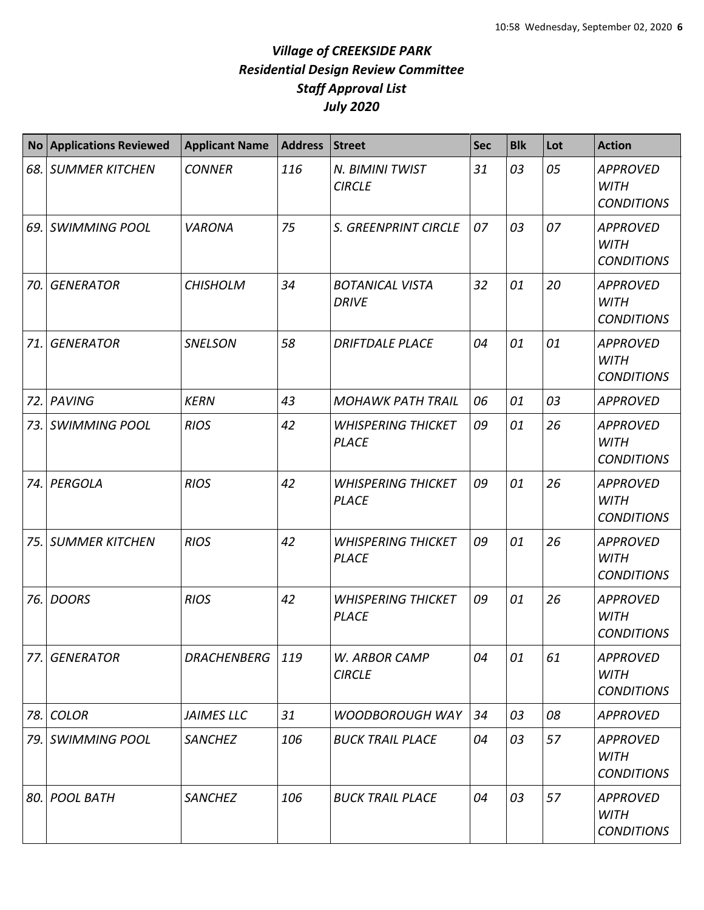# *Village of CREEKSIDE PARK*
## *Residential Design Review Committee*
## *Staff Approval List*
## *July 2020*

| No | Applications Reviewed | Applicant Name | Address | Street | Sec | Blk | Lot | Action |
|---|---|---|---|---|---|---|---|---|
| *68.* | *SUMMER KITCHEN* | *CONNER* | *116* | *N. BIMINI TWIST CIRCLE* | *31* | *03* | *05* | *APPROVED WITH CONDITIONS* |
| *69.* | *SWIMMING POOL* | *VARONA* | *75* | *S. GREENPRINT CIRCLE* | *07* | *03* | *07* | *APPROVED WITH CONDITIONS* |
| *70.* | *GENERATOR* | *CHISHOLM* | *34* | *BOTANICAL VISTA DRIVE* | *32* | *01* | *20* | *APPROVED WITH CONDITIONS* |
| *71.* | *GENERATOR* | *SNELSON* | *58* | *DRIFTDALE PLACE* | *04* | *01* | *01* | *APPROVED WITH CONDITIONS* |
| *72.* | *PAVING* | *KERN* | *43* | *MOHAWK PATH TRAIL* | *06* | *01* | *03* | *APPROVED* |
| *73.* | *SWIMMING POOL* | *RIOS* | *42* | *WHISPERING THICKET PLACE* | *09* | *01* | *26* | *APPROVED WITH CONDITIONS* |
| *74.* | *PERGOLA* | *RIOS* | *42* | *WHISPERING THICKET PLACE* | *09* | *01* | *26* | *APPROVED WITH CONDITIONS* |
| *75.* | *SUMMER KITCHEN* | *RIOS* | *42* | *WHISPERING THICKET PLACE* | *09* | *01* | *26* | *APPROVED WITH CONDITIONS* |
| *76.* | *DOORS* | *RIOS* | *42* | *WHISPERING THICKET PLACE* | *09* | *01* | *26* | *APPROVED WITH CONDITIONS* |
| *77.* | *GENERATOR* | *DRACHENBERG* | *119* | *W. ARBOR CAMP CIRCLE* | *04* | *01* | *61* | *APPROVED WITH CONDITIONS* |
| *78.* | *COLOR* | *JAIMES LLC* | *31* | *WOODBOROUGH WAY* | *34* | *03* | *08* | *APPROVED* |
| *79.* | *SWIMMING POOL* | *SANCHEZ* | *106* | *BUCK TRAIL PLACE* | *04* | *03* | *57* | *APPROVED WITH CONDITIONS* |
| *80.* | *POOL BATH* | *SANCHEZ* | *106* | *BUCK TRAIL PLACE* | *04* | *03* | *57* | *APPROVED WITH CONDITIONS* |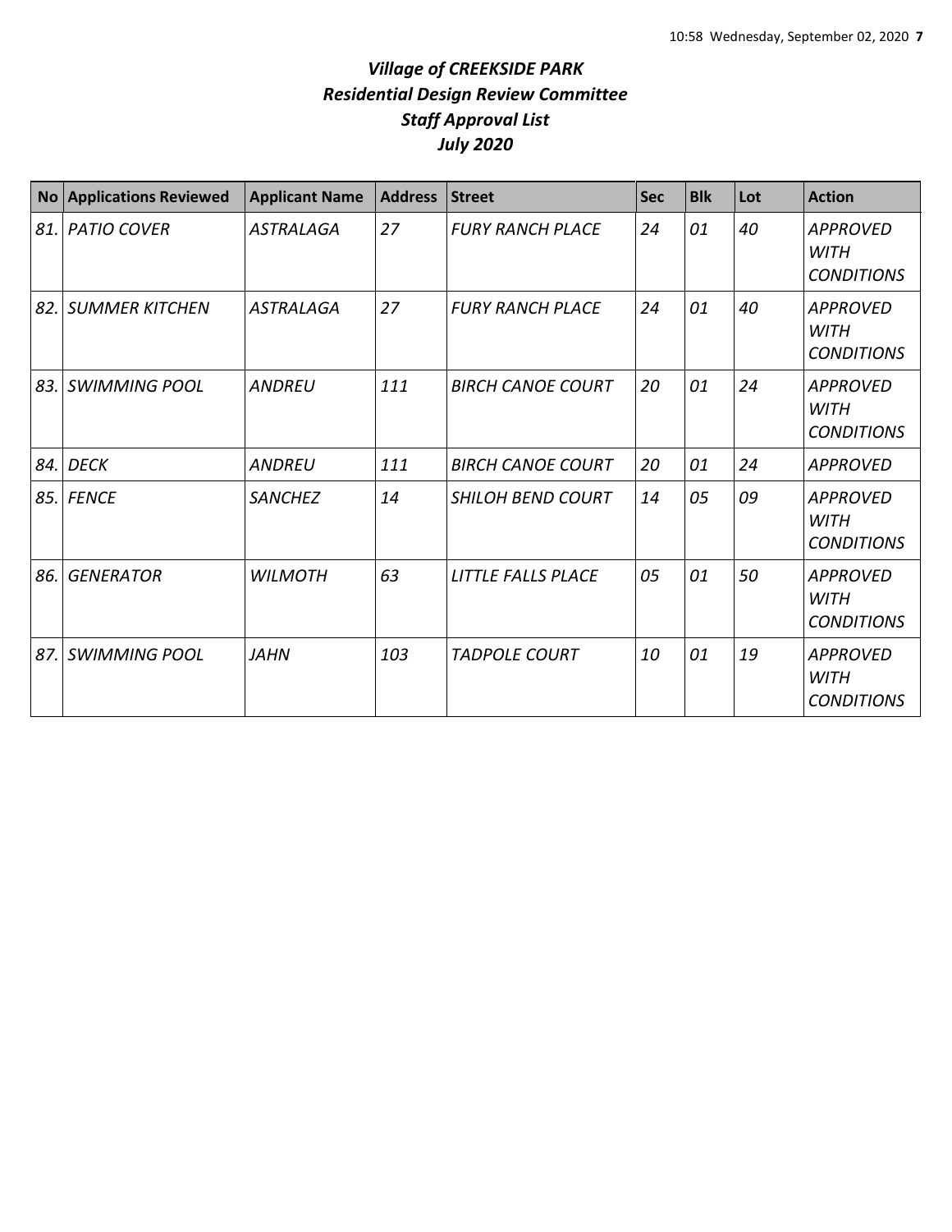# *Village of CREEKSIDE PARK*
## *Residential Design Review Committee*
## *Staff Approval List*
## *July 2020*

| No | Applications Reviewed | Applicant Name | Address | Street | Sec | Blk | Lot | Action |
|---|---|---|---|---|---|---|---|---|
| *81.* | *PATIO COVER* | *ASTRALAGA* | *27* | *FURY RANCH PLACE* | *24* | *01* | *40* | *APPROVED WITH CONDITIONS* |
| *82.* | *SUMMER KITCHEN* | *ASTRALAGA* | *27* | *FURY RANCH PLACE* | *24* | *01* | *40* | *APPROVED WITH CONDITIONS* |
| *83.* | *SWIMMING POOL* | *ANDREU* | *111* | *BIRCH CANOE COURT* | *20* | *01* | *24* | *APPROVED WITH CONDITIONS* |
| *84.* | *DECK* | *ANDREU* | *111* | *BIRCH CANOE COURT* | *20* | *01* | *24* | *APPROVED* |
| *85.* | *FENCE* | *SANCHEZ* | *14* | *SHILOH BEND COURT* | *14* | *05* | *09* | *APPROVED WITH CONDITIONS* |
| *86.* | *GENERATOR* | *WILMOTH* | *63* | *LITTLE FALLS PLACE* | *05* | *01* | *50* | *APPROVED WITH CONDITIONS* |
| *87.* | *SWIMMING POOL* | *JAHN* | *103* | *TADPOLE COURT* | *10* | *01* | *19* | *APPROVED WITH CONDITIONS* |